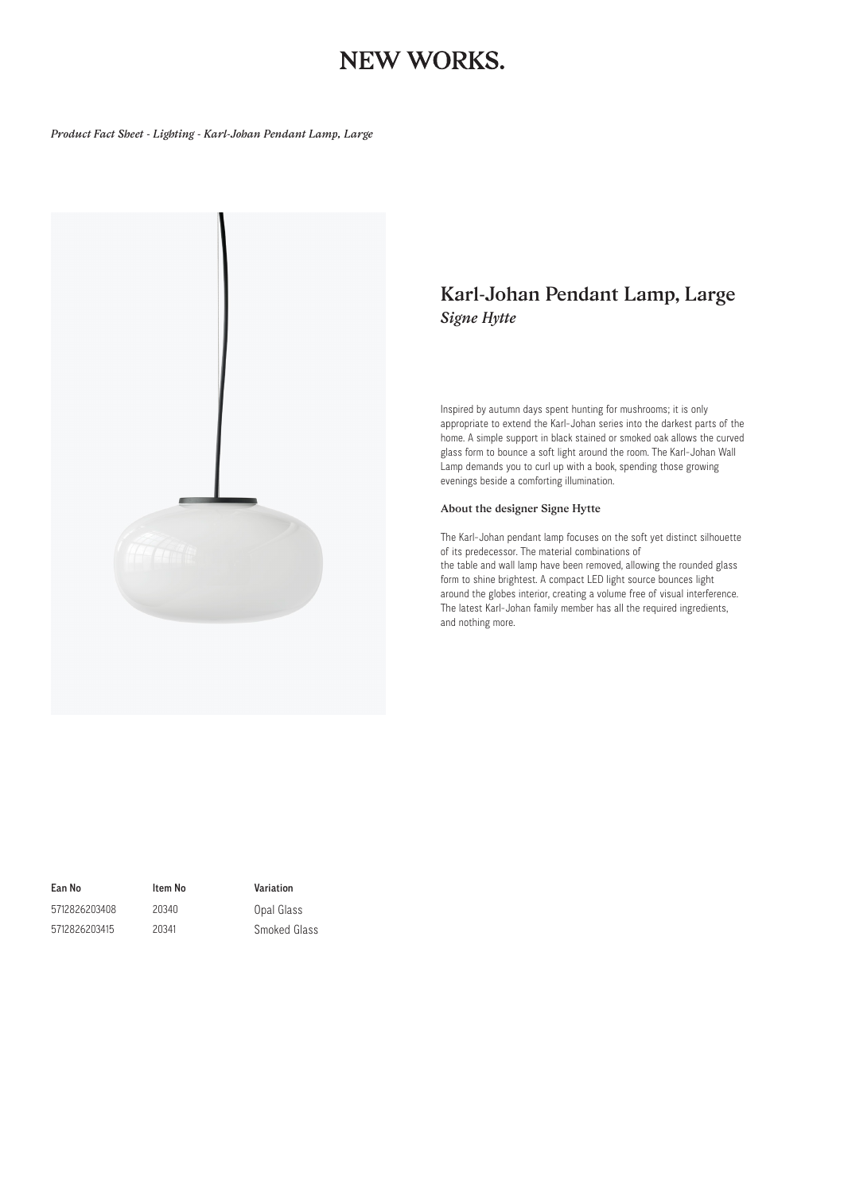# NEW WORKS.

*Product Fact Sheet - Lighting - Karl-Johan Pendant Lamp, Large*

## Karl-Johan Pendant Lamp, Large

*Signe Hytte*

Inspired by autumn days spent hunting for mushrooms; it is only appropriate to extend the Karl-Johan series into the darkest parts of the home. A simple support in black stained or smoked oak allows the curved glass form to bounce a soft light around the room. The Karl-Johan Wall Lamp demands you to curl up with a book, spending those growing evenings beside a comforting illumination.

### About the designer Signe Hytte

The Karl-Johan pendant lamp focuses on the soft yet distinct silhouette of its predecessor. The material combinations of the table and wall lamp have been removed, allowing the rounded glass form to shine brightest. A compact LED light source bounces light around the globes interior, creating a volume free of visual interference. The latest Karl-Johan family member has all the required ingredients, and nothing more.

| Ean No | Item No | Variation |
| --- | --- | --- |
| 5712826203408 | 20340 | Opal Glass |
| 5712826203415 | 20341 | Smoked Glass |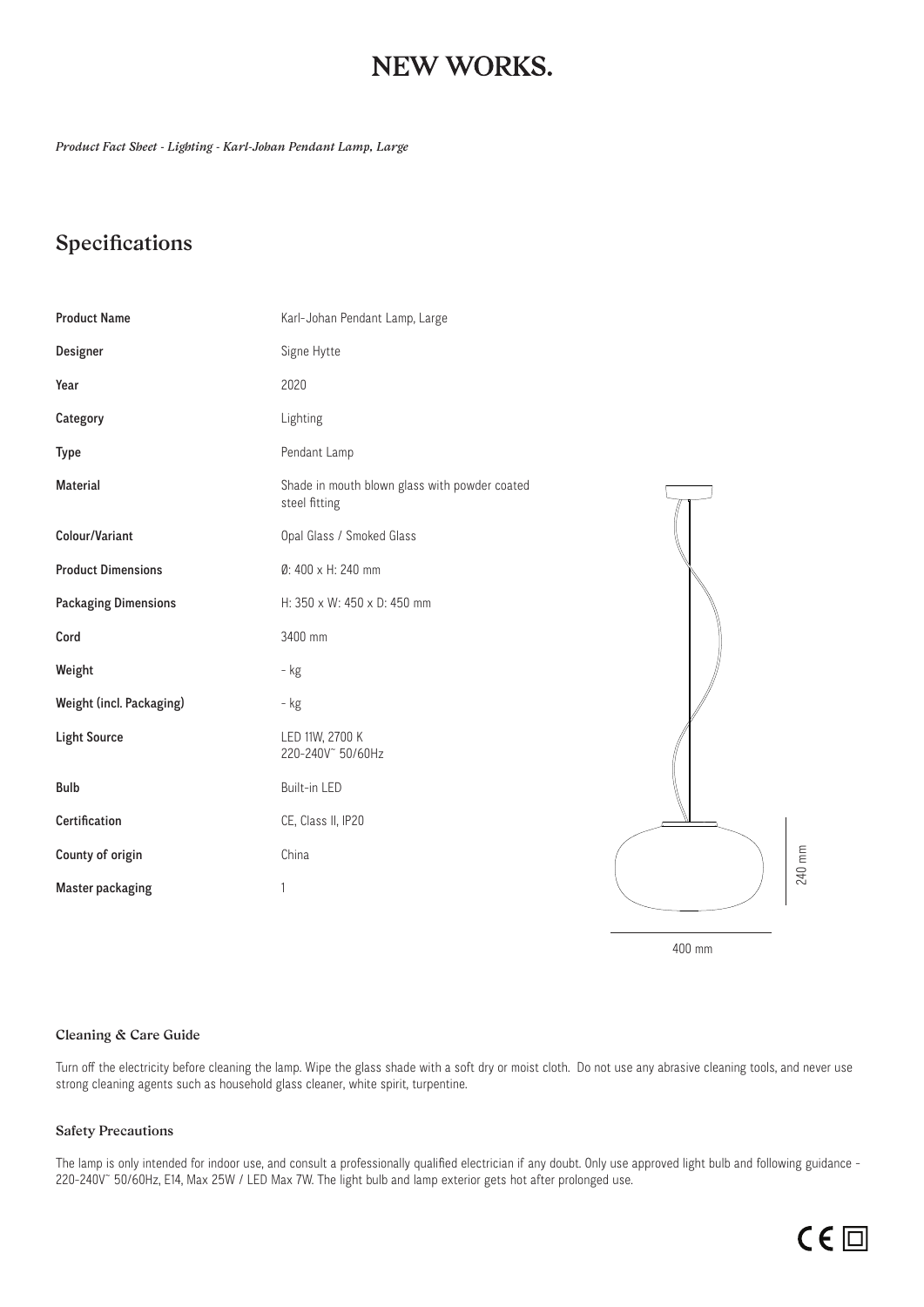# NEW WORKS.

*Product Fact Sheet - Lighting - Karl-Johan Pendant Lamp, Large*

## Specifications

| | |
|---|---|
| **Product Name** | Karl-Johan Pendant Lamp, Large |
| **Designer** | Signe Hytte |
| **Year** | 2020 |
| **Category** | Lighting |
| **Type** | Pendant Lamp |
| **Material** | Shade in mouth blown glass with powder coated steel fitting |
| **Colour/Variant** | Opal Glass / Smoked Glass |
| **Product Dimensions** | Ø: 400 x H: 240 mm |
| **Packaging Dimensions** | H: 350 x W: 450 x D: 450 mm |
| **Cord** | 3400 mm |
| **Weight** | - kg |
| **Weight (incl. Packaging)** | - kg |
| **Light Source** | LED 11W, 2700 K<br>220-240V~ 50/60Hz |
| **Bulb** | Built-in LED |
| **Certification** | CE, Class II, IP20 |
| **County of origin** | China |
| **Master packaging** | 1 |

240 mm

400 mm

### Cleaning & Care Guide

Turn off the electricity before cleaning the lamp. Wipe the glass shade with a soft dry or moist cloth. Do not use any abrasive cleaning tools, and never use strong cleaning agents such as household glass cleaner, white spirit, turpentine.

### Safety Precautions

The lamp is only intended for indoor use, and consult a professionally qualified electrician if any doubt. Only use approved light bulb and following guidance - 220-240V~ 50/60Hz, E14, Max 25W / LED Max 7W. The light bulb and lamp exterior gets hot after prolonged use.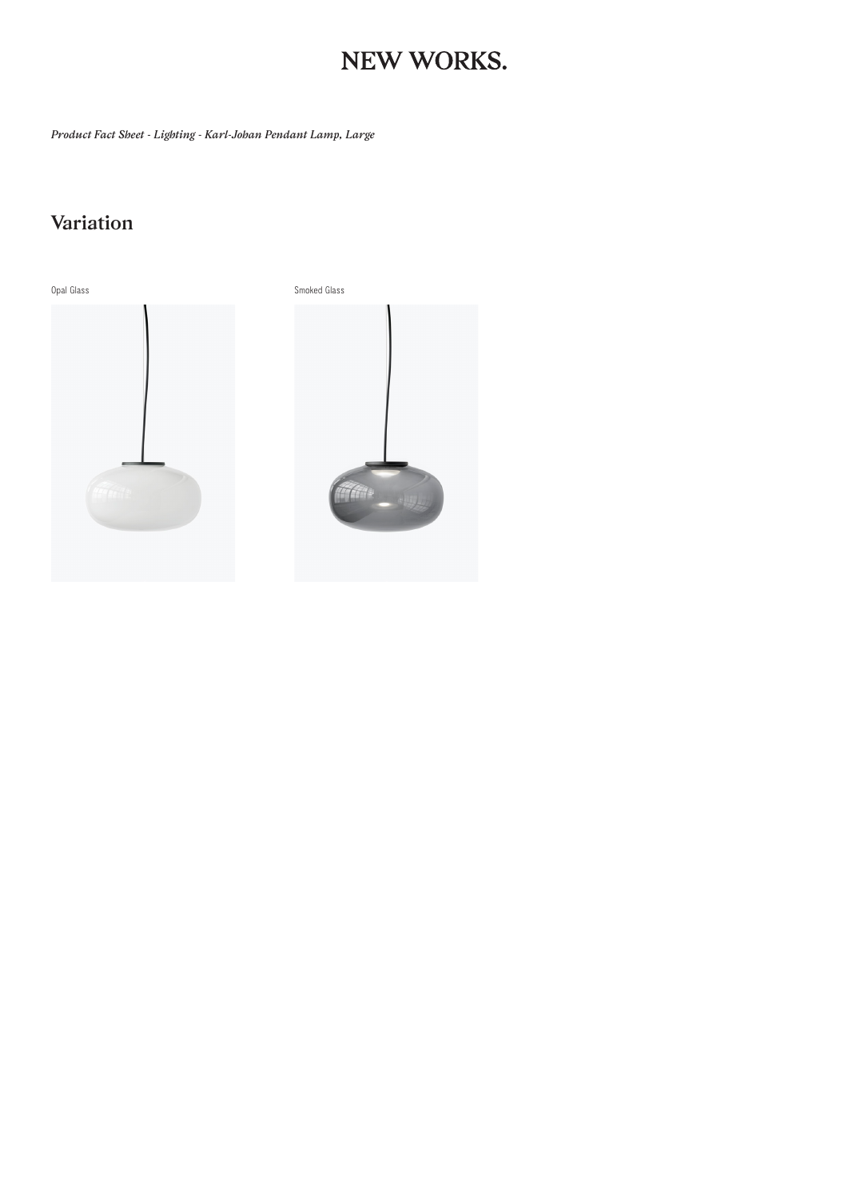# NEW WORKS.

*Product Fact Sheet - Lighting - Karl-Johan Pendant Lamp, Large*

## Variation

Opal Glass

Smoked Glass